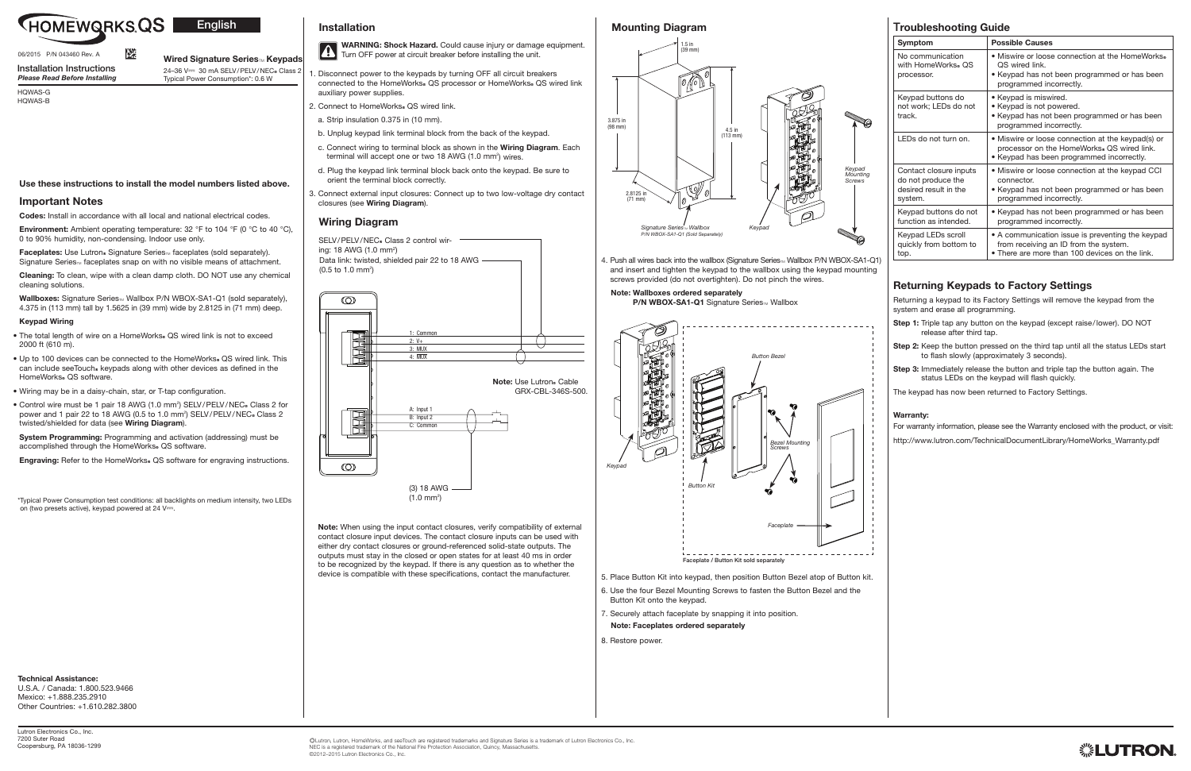# HOMEWORKS QS

English

06/2015 P/N 043460 Rev. A

**Installation Instructions**
*Please Read Before Installing*

**Wired Signature Series™ Keypads**

24–36 V⎓ 30 mA SELV/PELV/NEC® Class 2
Typical Power Consumption*: 0.6 W

HQWAS-G
HQWAS-B

**Use these instructions to install the model numbers listed above.**

## Important Notes

**Codes:** Install in accordance with all local and national electrical codes.

**Environment:** Ambient operating temperature: 32 °F to 104 °F (0 °C to 40 °C), 0 to 90% humidity, non-condensing. Indoor use only.

**Faceplates:** Use Lutron® Signature Series™ faceplates (sold separately). Signature Series™ faceplates snap on with no visible means of attachment.

**Cleaning:** To clean, wipe with a clean damp cloth. DO NOT use any chemical cleaning solutions.

**Wallboxes:** Signature Series™ Wallbox P/N WBOX-SA1-Q1 (sold separately), 4.375 in (113 mm) tall by 1.5625 in (39 mm) wide by 2.8125 in (71 mm) deep.

### Keypad Wiring

- The total length of wire on a HomeWorks® QS wired link is not to exceed 2000 ft (610 m).
- Up to 100 devices can be connected to the HomeWorks® QS wired link. This can include seeTouch® keypads along with other devices as defined in the HomeWorks® QS software.
- Wiring may be in a daisy-chain, star, or T-tap configuration.
- Control wire must be 1 pair 18 AWG (1.0 mm²) SELV/PELV/NEC® Class 2 for power and 1 pair 22 to 18 AWG (0.5 to 1.0 mm²) SELV/PELV/NEC® Class 2 twisted/shielded for data (see **Wiring Diagram**).

**System Programming:** Programming and activation (addressing) must be accomplished through the HomeWorks® QS software.

**Engraving:** Refer to the HomeWorks® QS software for engraving instructions.

*Typical Power Consumption test conditions: all backlights on medium intensity, two LEDs on (two presets active), keypad powered at 24 V⎓.

**Technical Assistance:**
U.S.A. / Canada: 1.800.523.9466
Mexico: +1.888.235.2910
Other Countries: +1.610.282.3800

## Installation

**WARNING: Shock Hazard.** Could cause injury or damage equipment. Turn OFF power at circuit breaker before installing the unit.

1. Disconnect power to the keypads by turning OFF all circuit breakers connected to the HomeWorks® QS processor or HomeWorks® QS wired link auxiliary power supplies.
2. Connect to HomeWorks® QS wired link.
   a. Strip insulation 0.375 in (10 mm).
   b. Unplug keypad link terminal block from the back of the keypad.
   c. Connect wiring to terminal block as shown in the **Wiring Diagram**. Each terminal will accept one or two 18 AWG (1.0 mm²) wires.
   d. Plug the keypad link terminal block back onto the keypad. Be sure to orient the terminal block correctly.
3. Connect external input closures: Connect up to two low-voltage dry contact closures (see **Wiring Diagram**).

## Wiring Diagram

SELV/PELV/NEC® Class 2 control wiring: 18 AWG (1.0 mm²)
Data link: twisted, shielded pair 22 to 18 AWG (0.5 to 1.0 mm²)

1: Common
2: V+
3: MUX
4: MUX

**Note:** Use Lutron® Cable GRX-CBL-346S-500.

A: Input 1
B: Input 2
C: Common

(3) 18 AWG (1.0 mm²)

**Note:** When using the input contact closures, verify compatibility of external contact closure input devices. The contact closure inputs can be used with either dry contact closures or ground-referenced solid-state outputs. The outputs must stay in the closed or open states for at least 40 ms in order to be recognized by the keypad. If there is any question as to whether the device is compatible with these specifications, contact the manufacturer.

## Mounting Diagram

1.5 in (39 mm)
3.875 in (98 mm)
4.5 in (113 mm)
2.8125 in (71 mm)
Keypad Mounting Screws
Signature Series™ Wallbox P/N WBOX-SA1-Q1 (Sold Separately)
Keypad

4. Push all wires back into the wallbox (Signature Series™ Wallbox P/N WBOX-SA1-Q1) and insert and tighten the keypad to the wallbox using the keypad mounting screws provided (do not overtighten). Do not pinch the wires.

   **Note: Wallboxes ordered separately**
   **P/N WBOX-SA1-Q1** Signature Series™ Wallbox

Button Bezel
Bezel Mounting Screws
Keypad
Button Kit
Faceplate

Faceplate / Button Kit sold separately

5. Place Button Kit into keypad, then position Button Bezel atop of Button kit.
6. Use the four Bezel Mounting Screws to fasten the Button Bezel and the Button Kit onto the keypad.
7. Securely attach faceplate by snapping it into position.
   **Note: Faceplates ordered separately**
8. Restore power.

## Troubleshooting Guide

| Symptom | Possible Causes |
|---|---|
| No communication with HomeWorks® QS processor. | • Miswire or loose connection at the HomeWorks® QS wired link.<br>• Keypad has not been programmed or has been programmed incorrectly. |
| Keypad buttons do not work; LEDs do not track. | • Keypad is miswired.<br>• Keypad is not powered.<br>• Keypad has not been programmed or has been programmed incorrectly. |
| LEDs do not turn on. | • Miswire or loose connection at the keypad(s) or processor on the HomeWorks® QS wired link.<br>• Keypad has been programmed incorrectly. |
| Contact closure inputs do not produce the desired result in the system. | • Miswire or loose connection at the keypad CCI connector.<br>• Keypad has not been programmed or has been programmed incorrectly. |
| Keypad buttons do not function as intended. | • Keypad has not been programmed or has been programmed incorrectly. |
| Keypad LEDs scroll quickly from bottom to top. | • A communication issue is preventing the keypad from receiving an ID from the system.<br>• There are more than 100 devices on the link. |

## Returning Keypads to Factory Settings

Returning a keypad to its Factory Settings will remove the keypad from the system and erase all programming.

**Step 1:** Triple tap any button on the keypad (except raise/lower). DO NOT release after third tap.

**Step 2:** Keep the button pressed on the third tap until all the status LEDs start to flash slowly (approximately 3 seconds).

**Step 3:** Immediately release the button and triple tap the button again. The status LEDs on the keypad will flash quickly.

The keypad has now been returned to Factory Settings.

**Warranty:**
For warranty information, please see the Warranty enclosed with the product, or visit:

http://www.lutron.com/TechnicalDocumentLibrary/HomeWorks_Warranty.pdf

Lutron Electronics Co., Inc.
7200 Suter Road
Coopersburg, PA 18036-1299

©Lutron, Lutron, HomeWorks, and seeTouch are registered trademarks and Signature Series is a trademark of Lutron Electronics Co., Inc.
NEC is a registered trademark of the National Fire Protection Association, Quincy, Massachusetts.
©2012–2015 Lutron Electronics Co., Inc.

LUTRON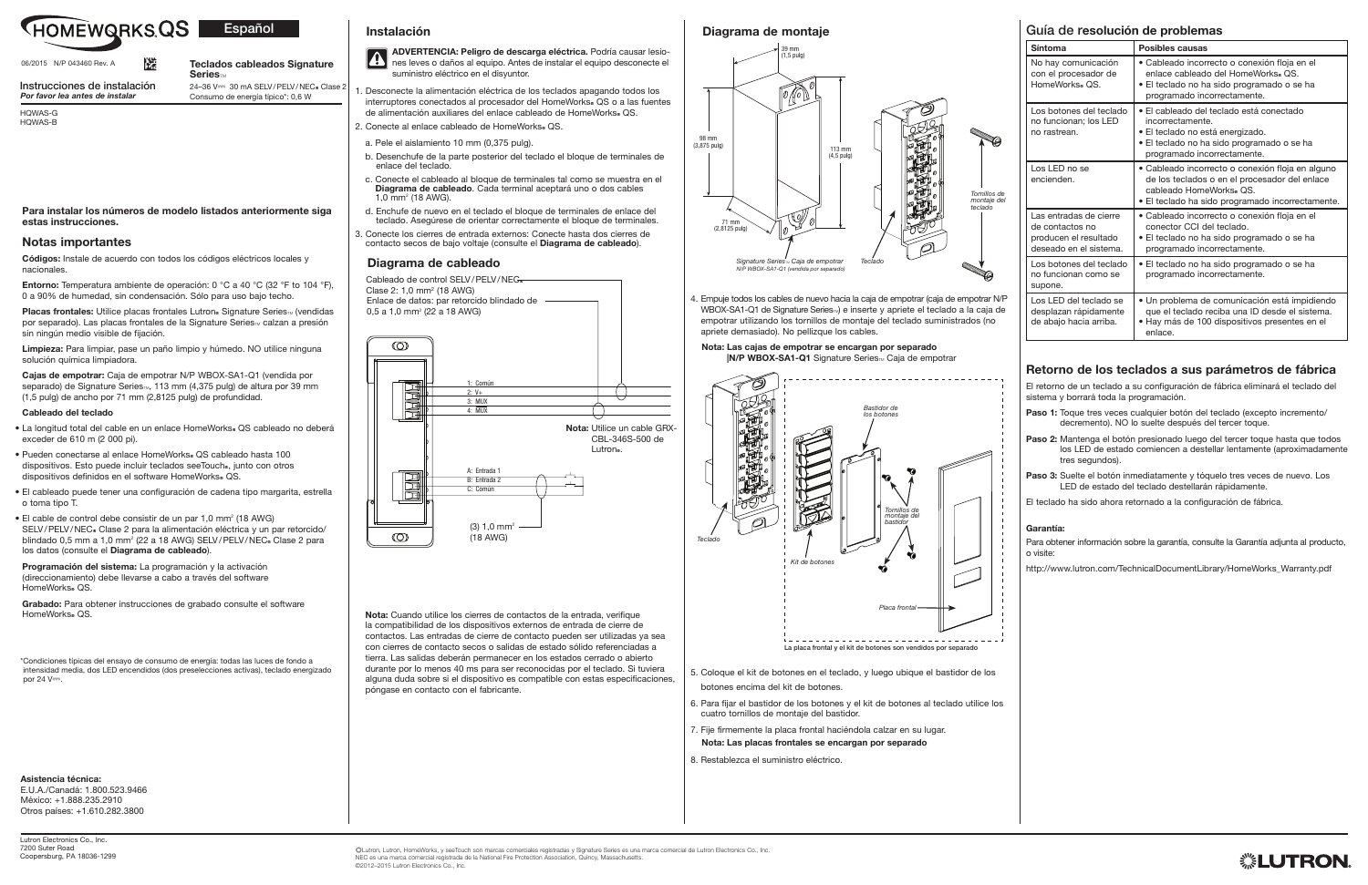# HOMEWORKS QS

Español

06/2015 N/P 043460 Rev. A

**Teclados cableados Signature Series™**

24–36 V⎓ 30 mA SELV / PELV / NEC® Clase 2
Consumo de energía típico*: 0,6 W

Instrucciones de instalación
*Por favor lea antes de instalar*

HQWAS-G
HQWAS-B

**Para instalar los números de modelo listados anteriormente siga estas instrucciones.**

## Notas importantes

**Códigos:** Instale de acuerdo con todos los códigos eléctricos locales y nacionales.

**Entorno:** Temperatura ambiente de operación: 0 °C a 40 °C (32 °F to 104 °F), 0 a 90% de humedad, sin condensación. Sólo para uso bajo techo.

**Placas frontales:** Utilice placas frontales Lutron® Signature Series™ (vendidas por separado). Las placas frontales de la Signature Series™ calzan a presión sin ningún medio visible de fijación.

**Limpieza:** Para limpiar, pase un paño limpio y húmedo. NO utilice ninguna solución química limpiadora.

**Cajas de empotrar:** Caja de empotrar N/P WBOX-SA1-Q1 (vendida por separado) de Signature Series™, 113 mm (4,375 pulg) de altura por 39 mm (1,5 pulg) de ancho por 71 mm (2,8125 pulg) de profundidad.

**Cableado del teclado**

- La longitud total del cable en un enlace HomeWorks® QS cableado no deberá exceder de 610 m (2 000 pi).
- Pueden conectarse al enlace HomeWorks® QS cableado hasta 100 dispositivos. Esto puede incluir teclados seeTouch®, junto con otros dispositivos definidos en el software HomeWorks® QS.
- El cableado puede tener una configuración de cadena tipo margarita, estrella o toma tipo T.
- El cable de control debe consistir de un par 1,0 mm² (18 AWG) SELV / PELV / NEC® Clase 2 para la alimentación eléctrica y un par retorcido/ blindado 0,5 mm a 1,0 mm² (22 a 18 AWG) SELV / PELV / NEC® Clase 2 para los datos (consulte el **Diagrama de cableado**).

**Programación del sistema:** La programación y la activación (direccionamiento) debe llevarse a cabo a través del software HomeWorks® QS.

**Grabado:** Para obtener instrucciones de grabado consulte el software HomeWorks® QS.

*Condiciones típicas del ensayo de consumo de energía: todas las luces de fondo a intensidad media, dos LED encendidos (dos preselecciones activas), teclado energizado por 24 V⎓.

**Asistencia técnica:**
E.U.A./Canadá: 1.800.523.9466
México: +1.888.235.2910
Otros países: +1.610.282.3800

## Instalación

**ADVERTENCIA: Peligro de descarga eléctrica.** Podría causar lesiones leves o daños al equipo. Antes de instalar el equipo desconecte el suministro eléctrico en el disyuntor.

1. Desconecte la alimentación eléctrica de los teclados apagando todos los interruptores conectados al procesador del HomeWorks® QS o a las fuentes de alimentación auxiliares del enlace cableado de HomeWorks® QS.
2. Conecte al enlace cableado de HomeWorks® QS.
   a. Pele el aislamiento 10 mm (0,375 pulg).
   b. Desenchufe de la parte posterior del teclado el bloque de terminales de enlace del teclado.
   c. Conecte el cableado al bloque de terminales tal como se muestra en el **Diagrama de cableado**. Cada terminal aceptará uno o dos cables 1,0 mm² (18 AWG).
   d. Enchufe de nuevo en el teclado el bloque de terminales de enlace del teclado. Asegúrese de orientar correctamente el bloque de terminales.
3. Conecte los cierres de entrada externos: Conecte hasta dos cierres de contacto secos de bajo voltaje (consulte el **Diagrama de cableado**).

## Diagrama de cableado

Cableado de control SELV / PELV / NEC® Clase 2: 1,0 mm² (18 AWG)
Enlace de datos: par retorcido blindado de 0,5 a 1,0 mm² (22 a 18 AWG)

1: Común
2: V+
3: MUX
4: MUX

**Nota:** Utilice un cable GRX-CBL-346S-500 de Lutron®.

A: Entrada 1
B: Entrada 2
C: Común

(3) 1,0 mm² (18 AWG)

**Nota:** Cuando utilice los cierres de contactos de la entrada, verifique la compatibilidad de los dispositivos externos de entrada de cierre de contactos. Las entradas de cierre de contacto pueden ser utilizadas ya sea con cierres de contacto secos o salidas de estado sólido referenciadas a tierra. Las salidas deberán permanecer en los estados cerrado o abierto durante por lo menos 40 ms para ser reconocidas por el teclado. Si tuviera alguna duda sobre si el dispositivo es compatible con estas especificaciones, póngase en contacto con el fabricante.

## Diagrama de montaje

39 mm (1,5 pulg)
98 mm (3,875 pulg)
113 mm (4,5 pulg)
71 mm (2,8125 pulg)

Signature Series™ Caja de empotrar N/P WBOX-SA1-Q1 (vendida por separado)
Teclado
Tornillos de montaje del teclado

4. Empuje todos los cables de nuevo hacia la caja de empotrar (caja de empotrar N/P WBOX-SA1-Q1 de Signature Series™) e inserte y apriete el teclado a la caja de empotrar utilizando los tornillos de montaje del teclado suministrados (no apriete demasiado). No pellizque los cables.

**Nota: Las cajas de empotrar se encargan por separado**
**|N/P WBOX-SA1-Q1** Signature Series™ Caja de empotrar

Teclado
Bastidor de los botones
Tornillos de montaje del bastidor
Kit de botones
Placa frontal

La placa frontal y el kit de botones son vendidos por separado

5. Coloque el kit de botones en el teclado, y luego ubique el bastidor de los botones encima del kit de botones.
6. Para fijar el bastidor de los botones y el kit de botones al teclado utilice los cuatro tornillos de montaje del bastidor.
7. Fije firmemente la placa frontal haciéndola calzar en su lugar.
   **Nota: Las placas frontales se encargan por separado**
8. Restablezca el suministro eléctrico.

## Guía de resolución de problemas

| Síntoma | Posibles causas |
|---|---|
| No hay comunicación con el procesador de HomeWorks® QS. | • Cableado incorrecto o conexión floja en el enlace cableado del HomeWorks® QS.<br>• El teclado no ha sido programado o se ha programado incorrectamente. |
| Los botones del teclado no funcionan; los LED no rastrean. | • El cableado del teclado está conectado incorrectamente.<br>• El teclado no está energizado.<br>• El teclado no ha sido programado o se ha programado incorrectamente. |
| Los LED no se encienden. | • Cableado incorrecto o conexión floja en alguno de los teclados o en el procesador del enlace cableado HomeWorks® QS.<br>• El teclado ha sido programado incorrectamente. |
| Las entradas de cierre de contactos no producen el resultado deseado en el sistema. | • Cableado incorrecto o conexión floja en el conector CCI del teclado.<br>• El teclado no ha sido programado o se ha programado incorrectamente. |
| Los botones del teclado no funcionan como se supone. | • El teclado no ha sido programado o se ha programado incorrectamente. |
| Los LED del teclado se desplazan rápidamente de abajo hacia arriba. | • Un problema de comunicación está impidiendo que el teclado reciba una ID desde el sistema.<br>• Hay más de 100 dispositivos presentes en el enlace. |

## Retorno de los teclados a sus parámetros de fábrica

El retorno de un teclado a su configuración de fábrica eliminará el teclado del sistema y borrará toda la programación.

**Paso 1:** Toque tres veces cualquier botón del teclado (excepto incremento/ decremento). NO lo suelte después del tercer toque.

**Paso 2:** Mantenga el botón presionado luego del tercer toque hasta que todos los LED de estado comiencen a destellar lentamente (aproximadamente tres segundos).

**Paso 3:** Suelte el botón inmediatamente y tóquelo tres veces de nuevo. Los LED de estado del teclado destellarán rápidamente.

El teclado ha sido ahora retornado a la configuración de fábrica.

**Garantía:**

Para obtener información sobre la garantía, consulte la Garantía adjunta al producto, o visite:

http://www.lutron.com/TechnicalDocumentLibrary/HomeWorks_Warranty.pdf

Lutron Electronics Co., Inc.
7200 Suter Road
Coopersburg, PA 18036-1299

©Lutron, Lutron, HomeWorks, y seeTouch son marcas comerciales registradas y Signature Series es una marca comercial de Lutron Electronics Co., Inc.
NEC es una marca comercial registrada de la National Fire Protection Association, Quincy, Massachusetts.
©2012–2015 Lutron Electronics Co., Inc.

LUTRON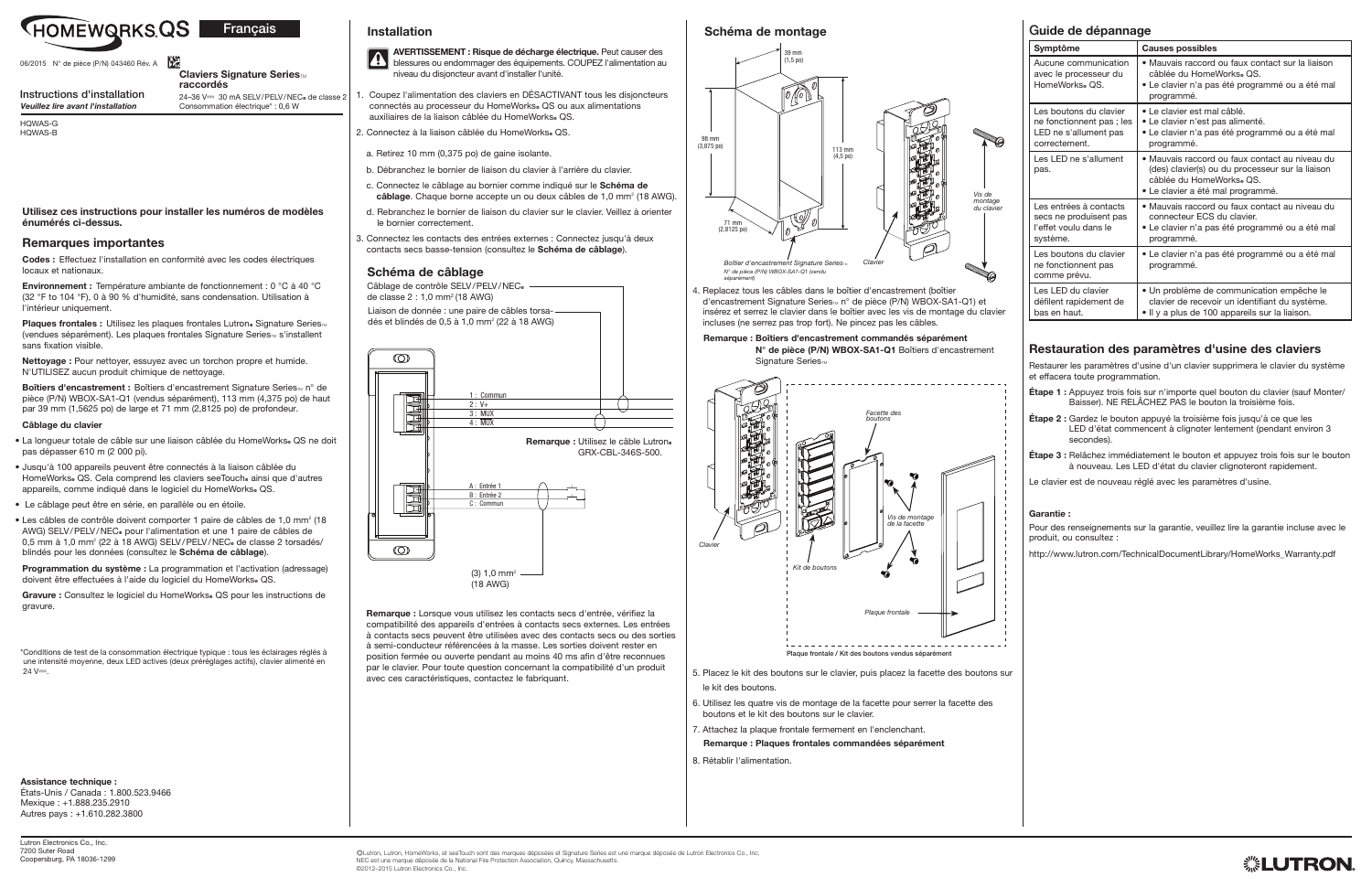# HOMEWORKS QS — Français

06/2015 N° de pièce (P/N) 043460 Rév. A

**Claviers Signature Series™ raccordés**

24–36 V⎓ 30 mA SELV/PELV/NEC® de classe 2
Consommation électrique* : 0,6 W

## Instructions d'installation

***Veuillez lire avant l'installation***

HQWAS-G
HQWAS-B

**Utilisez ces instructions pour installer les numéros de modèles énumérés ci-dessus.**

## Remarques importantes

**Codes :** Effectuez l'installation en conformité avec les codes électriques locaux et nationaux.

**Environnement :** Température ambiante de fonctionnement : 0 °C à 40 °C (32 °F to 104 °F), 0 à 90 % d'humidité, sans condensation. Utilisation à l'intérieur uniquement.

**Plaques frontales :** Utilisez les plaques frontales Lutron® Signature Series™ (vendues séparément). Les plaques frontales Signature Series™ s'installent sans fixation visible.

**Nettoyage :** Pour nettoyer, essuyez avec un torchon propre et humide. N'UTILISEZ aucun produit chimique de nettoyage.

**Boîtiers d'encastrement :** Boîtiers d'encastrement Signature Series™ n° de pièce (P/N) WBOX-SA1-Q1 (vendus séparément), 113 mm (4,375 po) de haut par 39 mm (1,5625 po) de large et 71 mm (2,8125 po) de profondeur.

**Câblage du clavier**

- La longueur totale de câble sur une liaison câblée du HomeWorks® QS ne doit pas dépasser 610 m (2 000 pi).
- Jusqu'à 100 appareils peuvent être connectés à la liaison câblée du HomeWorks® QS. Cela comprend les claviers seeTouch® ainsi que d'autres appareils, comme indiqué dans le logiciel du HomeWorks® QS.
- Le câblage peut être en série, en parallèle ou en étoile.
- Les câbles de contrôle doivent comporter 1 paire de câbles de 1,0 mm² (18 AWG) SELV/PELV/NEC® pour l'alimentation et une 1 paire de câbles de 0,5 mm à 1,0 mm² (22 à 18 AWG) SELV/PELV/NEC® de classe 2 torsadés/blindés pour les données (consultez le **Schéma de câblage**).

**Programmation du système :** La programmation et l'activation (adressage) doivent être effectuées à l'aide du logiciel du HomeWorks® QS.

**Gravure :** Consultez le logiciel du HomeWorks® QS pour les instructions de gravure.

*Conditions de test de la consommation électrique typique : tous les éclairages réglés à une intensité moyenne, deux LED actives (deux préréglages actifs), clavier alimenté en 24 V⎓.

**Assistance technique :**
États-Unis / Canada : 1.800.523.9466
Mexique : +1.888.235.2910
Autres pays : +1.610.282.3800

## Installation

**AVERTISSEMENT : Risque de décharge électrique.** Peut causer des blessures ou endommager des équipements. COUPEZ l'alimentation au niveau du disjoncteur avant d'installer l'unité.

1. Coupez l'alimentation des claviers en DÉSACTIVANT tous les disjoncteurs connectés au processeur du HomeWorks® QS ou aux alimentations auxiliaires de la liaison câblée du HomeWorks® QS.
2. Connectez à la liaison câblée du HomeWorks® QS.
   a. Retirez 10 mm (0,375 po) de gaine isolante.
   b. Débranchez le bornier de liaison du clavier à l'arrière du clavier.
   c. Connectez le câblage au bornier comme indiqué sur le **Schéma de câblage**. Chaque borne accepte un ou deux câbles de 1,0 mm² (18 AWG).
   d. Rebranchez le bornier de liaison du clavier sur le clavier. Veillez à orienter le bornier correctement.
3. Connectez les contacts des entrées externes : Connectez jusqu'à deux contacts secs basse-tension (consultez le **Schéma de câblage**).

## Schéma de câblage

Câblage de contrôle SELV/PELV/NEC® de classe 2 : 1,0 mm² (18 AWG)

Liaison de donnée : une paire de câbles torsadés et blindés de 0,5 à 1,0 mm² (22 à 18 AWG)

1 : Commun
2 : V+
3 : MUX
4 : MUX

**Remarque :** Utilisez le câble Lutron® GRX-CBL-346S-500.

A : Entrée 1
B : Entrée 2
C : Commun

(3) 1,0 mm² (18 AWG)

**Remarque :** Lorsque vous utilisez les contacts secs d'entrée, vérifiez la compatibilité des appareils d'entrées à contacts secs externes. Les entrées à contacts secs peuvent être utilisées avec des contacts secs ou des sorties à semi-conducteur référencées à la masse. Les sorties doivent rester en position fermée ou ouverte pendant au moins 40 ms afin d'être reconnues par le clavier. Pour toute question concernant la compatibilité d'un produit avec ces caractéristiques, contactez le fabriquant.

## Schéma de montage

39 mm (1,5 po)
98 mm (3,875 po)
113 mm (4,5 po)
71 mm (2,8125 po)
Vis de montage du clavier
Boîtier d'encastrement Signature Series™ N° de pièce (P/N) WBOX-SA1-Q1 (vendu séparément)
Clavier

4. Replacez tous les câbles dans le boîtier d'encastrement (boîtier d'encastrement Signature Series™ n° de pièce (P/N) WBOX-SA1-Q1) et insérez et serrez le clavier dans le boîtier avec les vis de montage du clavier incluses (ne serrez pas trop fort). Ne pincez pas les câbles.

**Remarque : Boîtiers d'encastrement commandés séparément**
**N° de pièce (P/N) WBOX-SA1-Q1** Boîtiers d'encastrement Signature Series™

Facette des boutons
Vis de montage de la facette
Clavier
Kit de boutons
Plaque frontale

**Plaque frontale / Kit des boutons vendus séparément**

5. Placez le kit des boutons sur le clavier, puis placez la facette des boutons sur le kit des boutons.
6. Utilisez les quatre vis de montage de la facette pour serrer la facette des boutons et le kit des boutons sur le clavier.
7. Attachez la plaque frontale fermement en l'enclenchant.
   **Remarque : Plaques frontales commandées séparément**
8. Rétablir l'alimentation.

## Guide de dépannage

| Symptôme | Causes possibles |
|---|---|
| Aucune communication avec le processeur du HomeWorks® QS. | • Mauvais raccord ou faux contact sur la liaison câblée du HomeWorks® QS.<br>• Le clavier n'a pas été programmé ou a été mal programmé. |
| Les boutons du clavier ne fonctionnent pas ; les LED ne s'allument pas correctement. | • Le clavier est mal câblé.<br>• Le clavier n'est pas alimenté.<br>• Le clavier n'a pas été programmé ou a été mal programmé. |
| Les LED ne s'allument pas. | • Mauvais raccord ou faux contact au niveau du (des) clavier(s) ou du processeur sur la liaison câblée du HomeWorks® QS.<br>• Le clavier a été mal programmé. |
| Les entrées à contacts secs ne produisent pas l'effet voulu dans le système. | • Mauvais raccord ou faux contact au niveau du connecteur ECS du clavier.<br>• Le clavier n'a pas été programmé ou a été mal programmé. |
| Les boutons du clavier ne fonctionnent pas comme prévu. | • Le clavier n'a pas été programmé ou a été mal programmé. |
| Les LED du clavier défilent rapidement de bas en haut. | • Un problème de communication empêche le clavier de recevoir un identifiant du système.<br>• Il y a plus de 100 appareils sur la liaison. |

## Restauration des paramètres d'usine des claviers

Restaurer les paramètres d'usine d'un clavier supprimera le clavier du système et effacera toute programmation.

**Étape 1 :** Appuyez trois fois sur n'importe quel bouton du clavier (sauf Monter/Baisser). NE RELÂCHEZ PAS le bouton la troisième fois.

**Étape 2 :** Gardez le bouton appuyé la troisième fois jusqu'à ce que les LED d'état commencent à clignoter lentement (pendant environ 3 secondes).

**Étape 3 :** Relâchez immédiatement le bouton et appuyez trois fois sur le bouton à nouveau. Les LED d'état du clavier clignoteront rapidement.

Le clavier est de nouveau réglé avec les paramètres d'usine.

**Garantie :**

Pour des renseignements sur la garantie, veuillez lire la garantie incluse avec le produit, ou consultez :

http://www.lutron.com/TechnicalDocumentLibrary/HomeWorks_Warranty.pdf

Lutron Electronics Co., Inc.
7200 Suter Road
Coopersburg, PA 18036-1299

©Lutron, Lutron, HomeWorks, et seeTouch sont des marques déposées et Signature Series est une marque déposée de Lutron Electronics Co., Inc.
NEC est une marque déposée de la National Fire Protection Association, Quincy, Massachusetts.
©2012–2015 Lutron Electronics Co., Inc.

LUTRON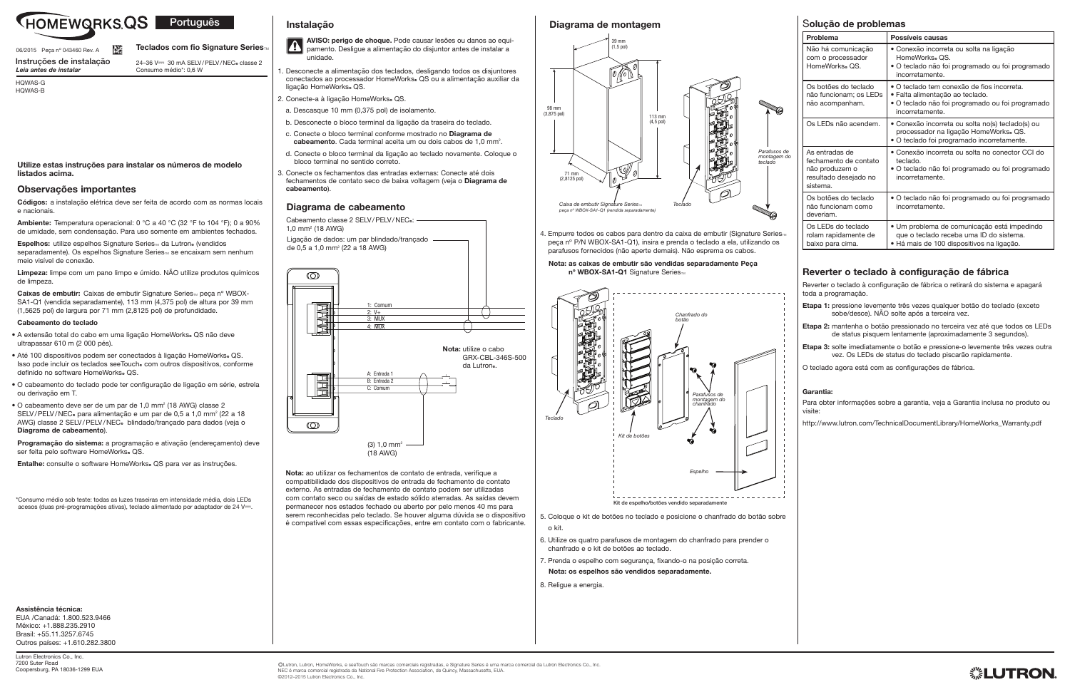# HOMEWORKS QS

**Português**

06/2015 Peça nº 043460 Rev. A

**Instruções de instalação**
*Leia antes de instalar*

HQWAS-G
HQWAS-B

**Teclados com fio Signature Series™**

24–36 V⎓ 30 mA SELV/PELV/NEC® classe 2
Consumo médio*: 0,6 W

**Utilize estas instruções para instalar os números de modelo listados acima.**

## Observações importantes

**Códigos:** a instalação elétrica deve ser feita de acordo com as normas locais e nacionais.

**Ambiente:** Temperatura operacional: 0 °C a 40 °C (32 °F to 104 °F); 0 a 90% de umidade, sem condensação. Para uso somente em ambientes fechados.

**Espelhos:** utilize espelhos Signature Series™ da Lutron® (vendidos separadamente). Os espelhos Signature Series™ se encaixam sem nenhum meio visível de conexão.

**Limpeza:** limpe com um pano limpo e úmido. NÃO utilize produtos químicos de limpeza.

**Caixas de embutir:** Caixas de embutir Signature Series™ peça nº WBOX-SA1-Q1 (vendida separadamente), 113 mm (4,375 pol) de altura por 39 mm (1,5625 pol) de largura por 71 mm (2,8125 pol) de profundidade.

**Cabeamento do teclado**

- A extensão total do cabo em uma ligação HomeWorks® QS não deve ultrapassar 610 m (2 000 pés).
- Até 100 dispositivos podem ser conectados à ligação HomeWorks® QS. Isso pode incluir os teclados seeTouch® com outros dispositivos, conforme definido no software HomeWorks® QS.
- O cabeamento do teclado pode ter configuração de ligação em série, estrela ou derivação em T.
- O cabeamento deve ser de um par de 1,0 mm² (18 AWG) classe 2 SELV/PELV/NEC® para alimentação e um par de 0,5 a 1,0 mm² (22 a 18 AWG) classe 2 SELV/PELV/NEC® blindado/trançado para dados (veja o **Diagrama de cabeamento**).

**Programação do sistema:** a programação e ativação (endereçamento) deve ser feita pelo software HomeWorks® QS.

**Entalhe:** consulte o software HomeWorks® QS para ver as instruções.

*Consumo médio sob teste: todas as luzes traseiras em intensidade média, dois LEDs acesos (duas pré-programações ativas), teclado alimentado por adaptador de 24 V⎓.

**Assistência técnica:**
EUA /Canadá: 1.800.523.9466
México: +1.888.235.2910
Brasil: +55.11.3257.6745
Outros países: +1.610.282.3800

Lutron Electronics Co., Inc.
7200 Suter Road
Coopersburg, PA 18036-1299 EUA

## Instalação

**AVISO: perigo de choque.** Pode causar lesões ou danos ao equipamento. Desligue a alimentação do disjuntor antes de instalar a unidade.

1. Desconecte a alimentação dos teclados, desligando todos os disjuntores conectados ao processador HomeWorks® QS ou a alimentação auxiliar da ligação HomeWorks® QS.
2. Conecte-a à ligação HomeWorks® QS.
   a. Descasque 10 mm (0,375 pol) de isolamento.
   b. Desconecte o bloco terminal da ligação da traseira do teclado.
   c. Conecte o bloco terminal conforme mostrado no **Diagrama de cabeamento**. Cada terminal aceita um ou dois cabos de 1,0 mm².
   d. Conecte o bloco terminal da ligação ao teclado novamente. Coloque o bloco terminal no sentido correto.
3. Conecte os fechamentos das entradas externas: Conecte até dois fechamentos de contato seco de baixa voltagem (veja o **Diagrama de cabeamento**).

## Diagrama de cabeamento

Cabeamento classe 2 SELV/PELV/NEC®: 1,0 mm² (18 AWG)

Ligação de dados: um par blindado/trançado de 0,5 a 1,0 mm² (22 a 18 AWG)

1: Comum
2: V+
3: MUX
4: MUX

A: Entrada 1
B: Entrada 2
C: Comum

**Nota:** utilize o cabo GRX-CBL-346S-500 da Lutron®.

(3) 1,0 mm² (18 AWG)

**Nota:** ao utilizar os fechamentos de contato de entrada, verifique a compatibilidade dos dispositivos de entrada de fechamento de contato externo. As entradas de fechamento de contato podem ser utilizadas com contato seco ou saídas de estado sólido aterradas. As saídas devem permanecer nos estados fechado ou aberto por pelo menos 40 ms para serem reconhecidas pelo teclado. Se houver alguma dúvida se o dispositivo é compatível com essas especificações, entre em contato com o fabricante.

## Diagrama de montagem

39 mm (1,5 pol)
98 mm (3,875 pol)
113 mm (4,5 pol)
71 mm (2,8125 pol)
*Caixa de embutir Signature Series™ peça nº WBOX-SA1-Q1 (vendida separadamente)*
*Teclado*
*Parafusos de montagem do teclado*

4. Empurre todos os cabos para dentro da caixa de embutir (Signature Series™ peça nº P/N WBOX-SA1-Q1), insira e prenda o teclado a ela, utilizando os parafusos fornecidos (não aperte demais). Não esprema os cabos.

   **Nota: as caixas de embutir são vendidas separadamente Peça nº WBOX-SA1-Q1** Signature Series™

*Teclado*
*Kit de botões*
*Chanfrado do botão*
*Parafusos de montagem do chanfrado*
*Espelho*
**Kit de espelho/botões vendido separadamente**

5. Coloque o kit de botões no teclado e posicione o chanfrado do botão sobre o kit.
6. Utilize os quatro parafusos de montagem do chanfrado para prender o chanfrado e o kit de botões ao teclado.
7. Prenda o espelho com segurança, fixando-o na posição correta.
   **Nota: os espelhos são vendidos separadamente.**
8. Religue a energia.

## Solução de problemas

| Problema | Possíveis causas |
|---|---|
| Não há comunicação com o processador HomeWorks® QS. | • Conexão incorreta ou solta na ligação HomeWorks® QS. • O teclado não foi programado ou foi programado incorretamente. |
| Os botões do teclado não funcionam; os LEDs não acompanham. | • O teclado tem conexão de fios incorreta. • Falta alimentação ao teclado. • O teclado não foi programado ou foi programado incorretamente. |
| Os LEDs não acendem. | • Conexão incorreta ou solta no(s) teclado(s) ou processador na ligação HomeWorks® QS. • O teclado foi programado incorretamente. |
| As entradas de fechamento de contato não produzem o resultado desejado no sistema. | • Conexão incorreta ou solta no conector CCI do teclado. • O teclado não foi programado ou foi programado incorretamente. |
| Os botões do teclado não funcionam como deveriam. | • O teclado não foi programado ou foi programado incorretamente. |
| Os LEDs do teclado rolam rapidamente de baixo para cima. | • Um problema de comunicação está impedindo que o teclado receba uma ID do sistema. • Há mais de 100 dispositivos na ligação. |

## Reverter o teclado à configuração de fábrica

Reverter o teclado à configuração de fábrica o retirará do sistema e apagará toda a programação.

**Etapa 1:** pressione levemente três vezes qualquer botão do teclado (exceto sobe/desce). NÃO solte após a terceira vez.

**Etapa 2:** mantenha o botão pressionado na terceira vez até que todos os LEDs de status pisquem lentamente (aproximadamente 3 segundos).

**Etapa 3:** solte imediatamente o botão e pressione-o levemente três vezes outra vez. Os LEDs de status do teclado piscarão rapidamente.

O teclado agora está com as configurações de fábrica.

**Garantia:**

Para obter informações sobre a garantia, veja a Garantia inclusa no produto ou visite:

http://www.lutron.com/TechnicalDocumentLibrary/HomeWorks_Warranty.pdf

©Lutron, Lutron, HomeWorks, e seeTouch são marcas comerciais registradas, e Signature Series é uma marca comercial da Lutron Electronics Co., Inc.
NEC é marca comercial registrada da National Fire Protection Association, de Quincy, Massachusetts, EUA.
©2012–2015 Lutron Electronics Co., Inc.

LUTRON